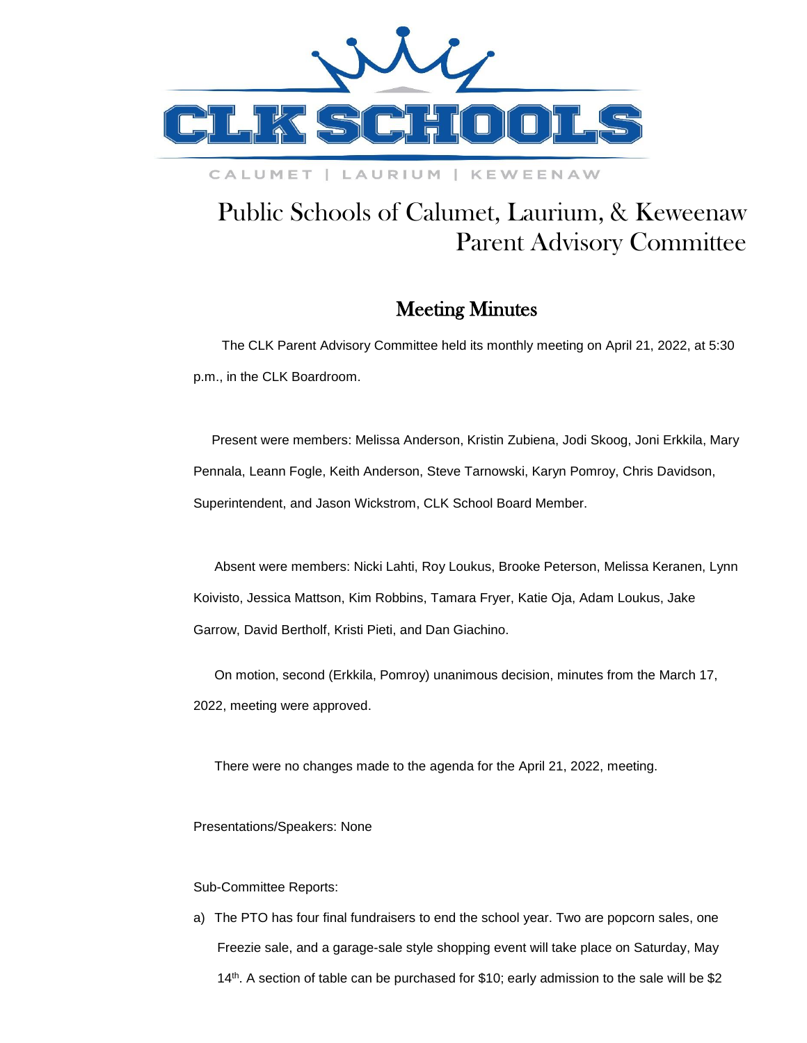# CLK SCHOOLS

CALUMET | LAURIUM | KEWEENAW

# Public Schools of Calumet, Laurium, & Keweenaw Parent Advisory Committee

## Meeting Minutes

The CLK Parent Advisory Committee held its monthly meeting on April 21, 2022, at 5:30 p.m., in the CLK Boardroom.

Present were members: Melissa Anderson, Kristin Zubiena, Jodi Skoog, Joni Erkkila, Mary Pennala, Leann Fogle, Keith Anderson, Steve Tarnowski, Karyn Pomroy, Chris Davidson, Superintendent, and Jason Wickstrom, CLK School Board Member.

Absent were members: Nicki Lahti, Roy Loukus, Brooke Peterson, Melissa Keranen, Lynn Koivisto, Jessica Mattson, Kim Robbins, Tamara Fryer, Katie Oja, Adam Loukus, Jake Garrow, David Bertholf, Kristi Pieti, and Dan Giachino.

On motion, second (Erkkila, Pomroy) unanimous decision, minutes from the March 17, 2022, meeting were approved.

There were no changes made to the agenda for the April 21, 2022, meeting.

Presentations/Speakers: None

Sub-Committee Reports:

a) The PTO has four final fundraisers to end the school year. Two are popcorn sales, one Freezie sale, and a garage-sale style shopping event will take place on Saturday, May 14th. A section of table can be purchased for $10; early admission to the sale will be $2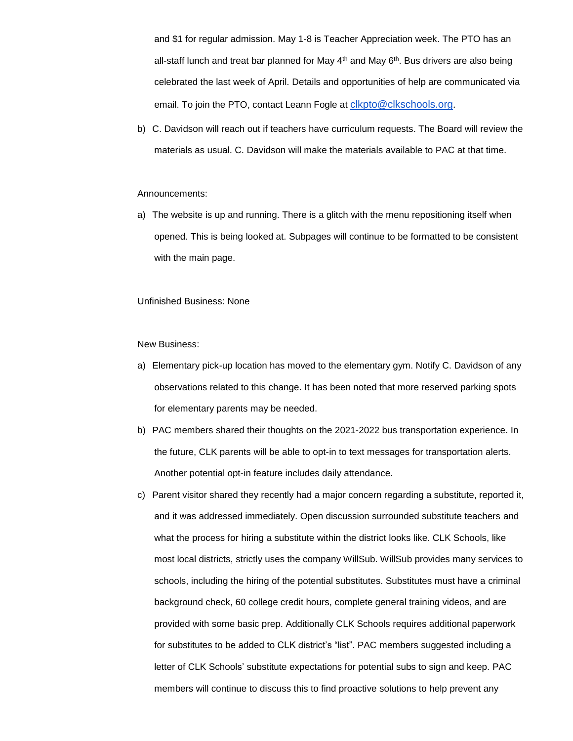and $1 for regular admission. May 1-8 is Teacher Appreciation week. The PTO has an all-staff lunch and treat bar planned for May 4th and May 6th. Bus drivers are also being celebrated the last week of April. Details and opportunities of help are communicated via email. To join the PTO, contact Leann Fogle at clkpto@clkschools.org.

b) C. Davidson will reach out if teachers have curriculum requests. The Board will review the materials as usual. C. Davidson will make the materials available to PAC at that time.

Announcements:

a) The website is up and running. There is a glitch with the menu repositioning itself when opened. This is being looked at. Subpages will continue to be formatted to be consistent with the main page.

Unfinished Business: None

New Business:

a) Elementary pick-up location has moved to the elementary gym. Notify C. Davidson of any observations related to this change. It has been noted that more reserved parking spots for elementary parents may be needed.

b) PAC members shared their thoughts on the 2021-2022 bus transportation experience. In the future, CLK parents will be able to opt-in to text messages for transportation alerts. Another potential opt-in feature includes daily attendance.

c) Parent visitor shared they recently had a major concern regarding a substitute, reported it, and it was addressed immediately. Open discussion surrounded substitute teachers and what the process for hiring a substitute within the district looks like. CLK Schools, like most local districts, strictly uses the company WillSub. WillSub provides many services to schools, including the hiring of the potential substitutes. Substitutes must have a criminal background check, 60 college credit hours, complete general training videos, and are provided with some basic prep. Additionally CLK Schools requires additional paperwork for substitutes to be added to CLK district's "list". PAC members suggested including a letter of CLK Schools' substitute expectations for potential subs to sign and keep. PAC members will continue to discuss this to find proactive solutions to help prevent any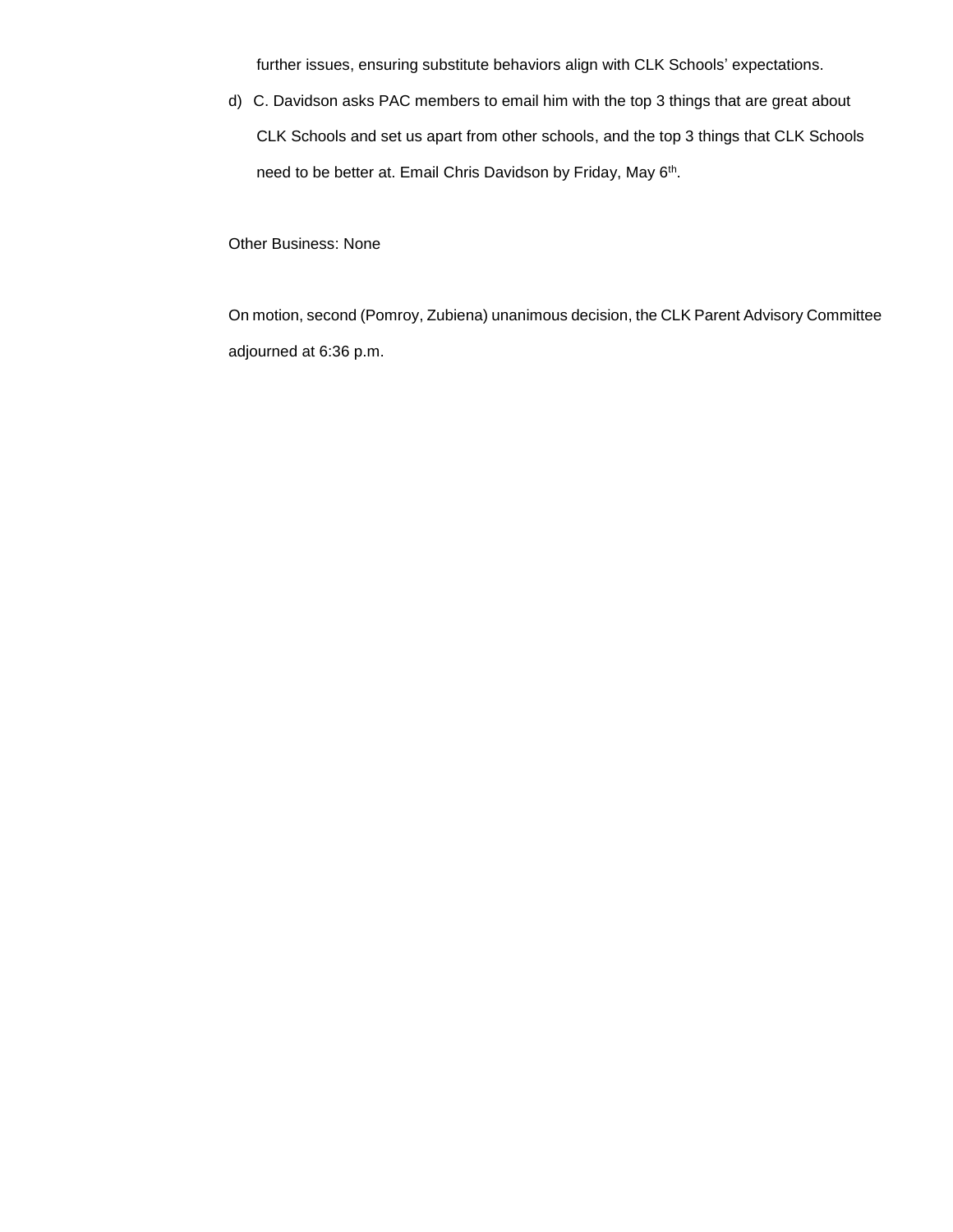further issues, ensuring substitute behaviors align with CLK Schools' expectations.

d) C. Davidson asks PAC members to email him with the top 3 things that are great about CLK Schools and set us apart from other schools, and the top 3 things that CLK Schools need to be better at. Email Chris Davidson by Friday, May 6th.

Other Business: None

On motion, second (Pomroy, Zubiena) unanimous decision, the CLK Parent Advisory Committee adjourned at 6:36 p.m.